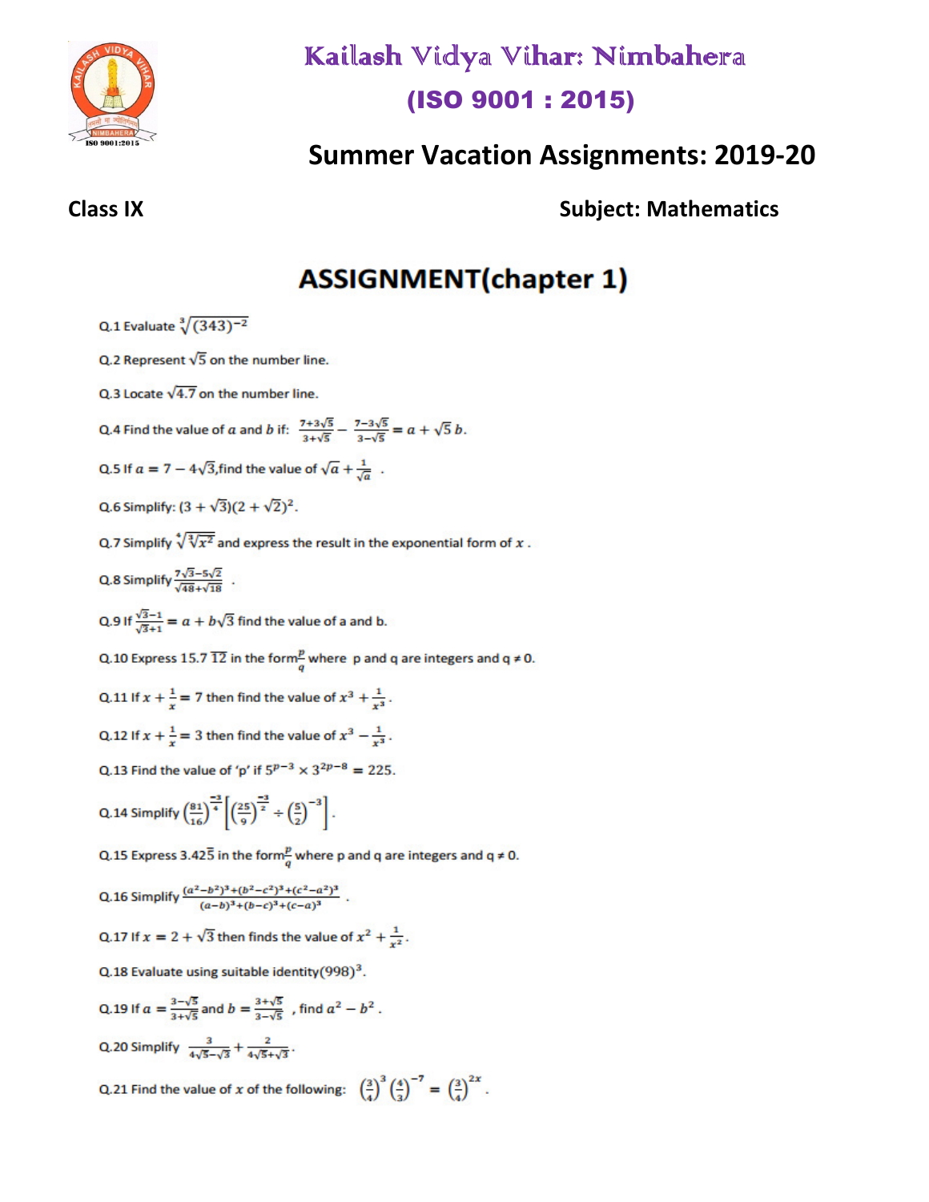# Kailash Vidya Vihar: Nimbahera

## (ISO 9001 : 2015)

## Summer Vacation Assignments: 2019-20

**Class IX** **Subject: Mathematics**

# ASSIGNMENT(chapter 1)

Q.1 Evaluate $\sqrt[3]{(343)^{-2}}$

Q.2 Represent $\sqrt{5}$ on the number line.

Q.3 Locate $\sqrt{4.7}$ on the number line.

Q.4 Find the value of $a$ and $b$ if: $\frac{7+3\sqrt{5}}{3+\sqrt{5}} - \frac{7-3\sqrt{5}}{3-\sqrt{5}} = a + \sqrt{5}\, b$.

Q.5 If $a = 7 - 4\sqrt{3}$,find the value of $\sqrt{a} + \frac{1}{\sqrt{a}}$ .

Q.6 Simplify: $(3 + \sqrt{3})(2 + \sqrt{2})^2$.

Q.7 Simplify $\sqrt[4]{\sqrt[3]{x^2}}$ and express the result in the exponential form of $x$ .

Q.8 Simplify $\frac{7\sqrt{3}-5\sqrt{2}}{\sqrt{48}+\sqrt{18}}$ .

Q.9 If $\frac{\sqrt{3}-1}{\sqrt{3}+1} = a + b\sqrt{3}$ find the value of a and b.

Q.10 Express $15.7\overline{12}$ in the form$\frac{p}{q}$ where p and q are integers and q ≠ 0.

Q.11 If $x + \frac{1}{x} = 7$ then find the value of $x^3 + \frac{1}{x^3}$.

Q.12 If $x + \frac{1}{x} = 3$ then find the value of $x^3 - \frac{1}{x^3}$.

Q.13 Find the value of 'p' if $5^{p-3} \times 3^{2p-8} = 225$.

Q.14 Simplify $\left(\frac{81}{16}\right)^{\frac{-3}{4}} \left[\left(\frac{25}{9}\right)^{\frac{-3}{2}} \div \left(\frac{5}{2}\right)^{-3}\right]$.

Q.15 Express $3.42\overline{5}$ in the form$\frac{p}{q}$ where p and q are integers and q ≠ 0.

Q.16 Simplify $\frac{(a^2-b^2)^3+(b^2-c^2)^3+(c^2-a^2)^3}{(a-b)^3+(b-c)^3+(c-a)^3}$ .

Q.17 If $x = 2 + \sqrt{3}$ then finds the value of $x^2 + \frac{1}{x^2}$.

Q.18 Evaluate using suitable identity$(998)^3$.

Q.19 If $a = \frac{3-\sqrt{5}}{3+\sqrt{5}}$ and $b = \frac{3+\sqrt{5}}{3-\sqrt{5}}$ , find $a^2 - b^2$ .

Q.20 Simplify $\frac{3}{4\sqrt{5}-\sqrt{3}} + \frac{2}{4\sqrt{5}+\sqrt{3}}$.

Q.21 Find the value of $x$ of the following: $\left(\frac{3}{4}\right)^3 \left(\frac{4}{3}\right)^{-7} = \left(\frac{3}{4}\right)^{2x}$.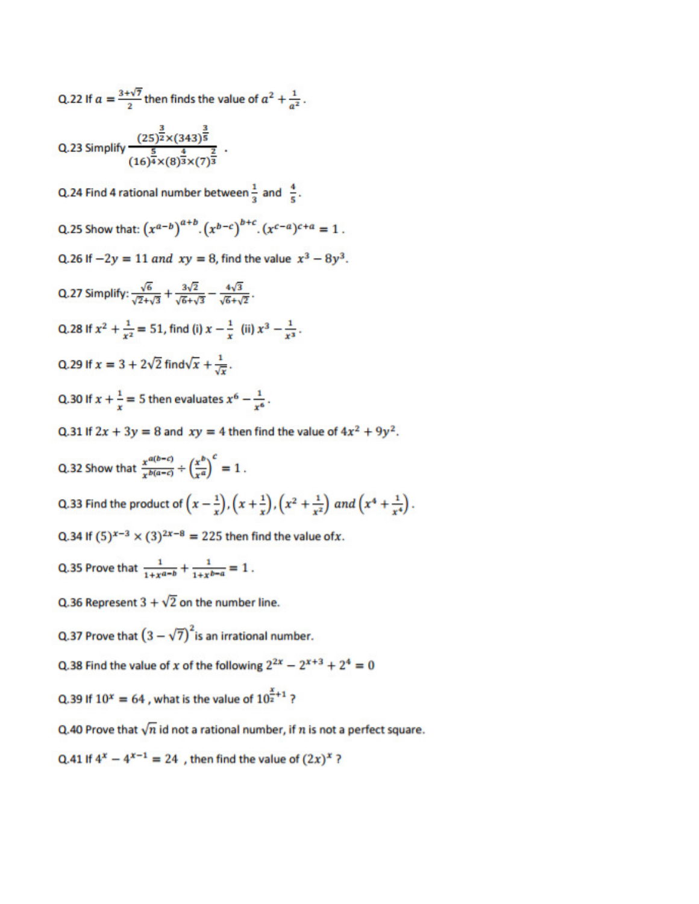Q.22 If $a = \frac{3+\sqrt{7}}{2}$ then finds the value of $a^2 + \frac{1}{a^2}$.

Q.23 Simplify $\frac{(25)^{\frac{3}{2}} \times (343)^{\frac{3}{5}}}{(16)^{\frac{5}{4}} \times (8)^{\frac{4}{3}} \times (7)^{\frac{2}{3}}}$.

Q.24 Find 4 rational number between $\frac{1}{3}$ and $\frac{4}{5}$.

Q.25 Show that: $(x^{a-b})^{a+b}.(x^{b-c})^{b+c}.(x^{c-a})^{c+a} = 1$.

Q.26 If $-2y = 11$ *and* $xy = 8$, find the value $x^3 - 8y^3$.

Q.27 Simplify: $\frac{\sqrt{6}}{\sqrt{2}+\sqrt{3}} + \frac{3\sqrt{2}}{\sqrt{6}+\sqrt{3}} - \frac{4\sqrt{3}}{\sqrt{6}+\sqrt{2}}$.

Q.28 If $x^2 + \frac{1}{x^2} = 51$, find (i) $x - \frac{1}{x}$ (ii) $x^3 - \frac{1}{x^3}$.

Q.29 If $x = 3 + 2\sqrt{2}$ find $\sqrt{x} + \frac{1}{\sqrt{x}}$.

Q.30 If $x + \frac{1}{x} = 5$ then evaluates $x^6 - \frac{1}{x^6}$.

Q.31 If $2x + 3y = 8$ and $xy = 4$ then find the value of $4x^2 + 9y^2$.

Q.32 Show that $\frac{x^{a(b-c)}}{x^{b(a-c)}} \div \left(\frac{x^b}{x^a}\right)^c = 1$.

Q.33 Find the product of $\left(x - \frac{1}{x}\right).\left(x + \frac{1}{x}\right).\left(x^2 + \frac{1}{x^2}\right)$ *and* $\left(x^4 + \frac{1}{x^4}\right)$.

Q.34 If $(5)^{x-3} \times (3)^{2x-8} = 225$ then find the value of $x$.

Q.35 Prove that $\frac{1}{1+x^{a-b}} + \frac{1}{1+x^{b-a}} = 1$.

Q.36 Represent $3 + \sqrt{2}$ on the number line.

Q.37 Prove that $(3 - \sqrt{7})^2$ is an irrational number.

Q.38 Find the value of $x$ of the following $2^{2x} - 2^{x+3} + 2^4 = 0$

Q.39 If $10^x = 64$, what is the value of $10^{\frac{x}{2}+1}$?

Q.40 Prove that $\sqrt{n}$ id not a rational number, if $n$ is not a perfect square.

Q.41 If $4^x - 4^{x-1} = 24$, then find the value of $(2x)^x$?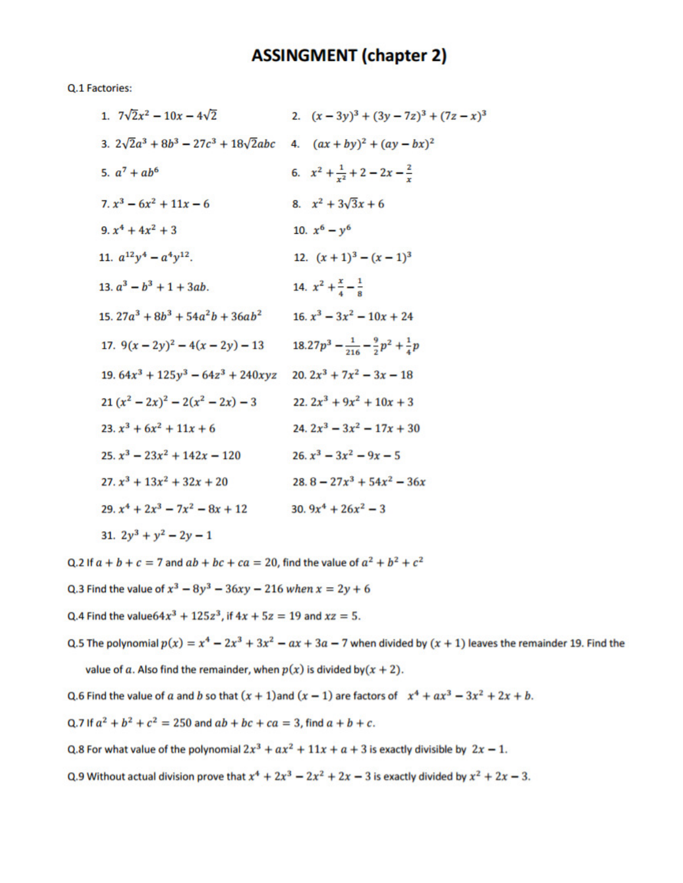# ASSINGMENT (chapter 2)

Q.1 Factories:

1. $7\sqrt{2}x^2 - 10x - 4\sqrt{2}$
2. $(x - 3y)^3 + (3y - 7z)^3 + (7z - x)^3$
3. $2\sqrt{2}a^3 + 8b^3 - 27c^3 + 18\sqrt{2}abc$
4. $(ax + by)^2 + (ay - bx)^2$
5. $a^7 + ab^6$
6. $x^2 + \frac{1}{x^2} + 2 - 2x - \frac{2}{x}$
7. $x^3 - 6x^2 + 11x - 6$
8. $x^2 + 3\sqrt{3}x + 6$
9. $x^4 + 4x^2 + 3$
10. $x^6 - y^6$
11. $a^{12}y^4 - a^4y^{12}$.
12. $(x + 1)^3 - (x - 1)^3$
13. $a^3 - b^3 + 1 + 3ab$.
14. $x^2 + \frac{x}{4} - \frac{1}{8}$
15. $27a^3 + 8b^3 + 54a^2b + 36ab^2$
16. $x^3 - 3x^2 - 10x + 24$
17. $9(x - 2y)^2 - 4(x - 2y) - 13$
18. $27p^3 - \frac{1}{216} - \frac{9}{2}p^2 + \frac{1}{4}p$
19. $64x^3 + 125y^3 - 64z^3 + 240xyz$
20. $2x^3 + 7x^2 - 3x - 18$
21. $(x^2 - 2x)^2 - 2(x^2 - 2x) - 3$
22. $2x^3 + 9x^2 + 10x + 3$
23. $x^3 + 6x^2 + 11x + 6$
24. $2x^3 - 3x^2 - 17x + 30$
25. $x^3 - 23x^2 + 142x - 120$
26. $x^3 - 3x^2 - 9x - 5$
27. $x^3 + 13x^2 + 32x + 20$
28. $8 - 27x^3 + 54x^2 - 36x$
29. $x^4 + 2x^3 - 7x^2 - 8x + 12$
30. $9x^4 + 26x^2 - 3$
31. $2y^3 + y^2 - 2y - 1$

Q.2 If $a + b + c = 7$ and $ab + bc + ca = 20$, find the value of $a^2 + b^2 + c^2$

Q.3 Find the value of $x^3 - 8y^3 - 36xy - 216$ when $x = 2y + 6$

Q.4 Find the value $64x^3 + 125z^3$, if $4x + 5z = 19$ and $xz = 5$.

Q.5 The polynomial $p(x) = x^4 - 2x^3 + 3x^2 - ax + 3a - 7$ when divided by $(x + 1)$ leaves the remainder 19. Find the value of $a$. Also find the remainder, when $p(x)$ is divided by $(x + 2)$.

Q.6 Find the value of $a$ and $b$ so that $(x + 1)$ and $(x - 1)$ are factors of $x^4 + ax^3 - 3x^2 + 2x + b$.

Q.7 If $a^2 + b^2 + c^2 = 250$ and $ab + bc + ca = 3$, find $a + b + c$.

Q.8 For what value of the polynomial $2x^3 + ax^2 + 11x + a + 3$ is exactly divisible by $2x - 1$.

Q.9 Without actual division prove that $x^4 + 2x^3 - 2x^2 + 2x - 3$ is exactly divided by $x^2 + 2x - 3$.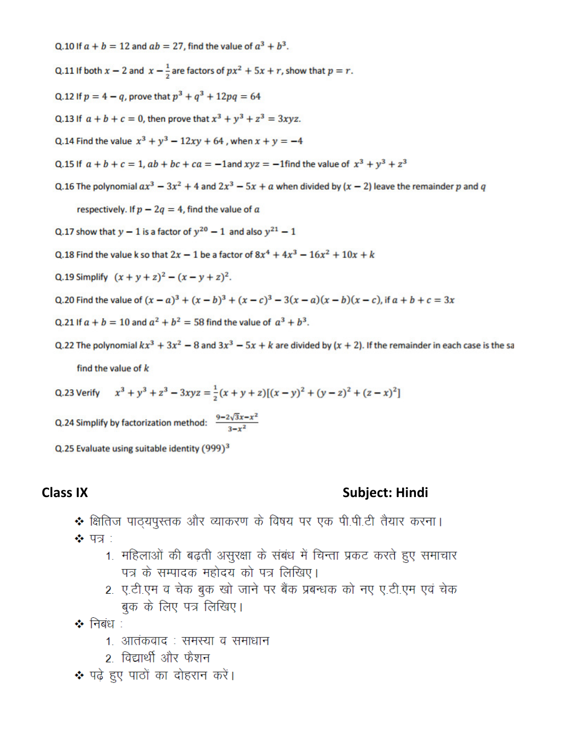Q.10 If $a + b = 12$ and $ab = 27$, find the value of $a^3 + b^3$.

Q.11 If both $x - 2$ and $x - \frac{1}{2}$ are factors of $px^2 + 5x + r$, show that $p = r$.

Q.12 If $p = 4 - q$, prove that $p^3 + q^3 + 12pq = 64$

Q.13 If $a + b + c = 0$, then prove that $x^3 + y^3 + z^3 = 3xyz$.

Q.14 Find the value $x^3 + y^3 - 12xy + 64$ , when $x + y = -4$

Q.15 If $a + b + c = 1, ab + bc + ca = -1$ and $xyz = -1$ find the value of $x^3 + y^3 + z^3$

Q.16 The polynomial $ax^3 - 3x^2 + 4$ and $2x^3 - 5x + a$ when divided by $(x - 2)$ leave the remainder $p$ and $q$ respectively. If $p - 2q = 4$, find the value of $a$

Q.17 show that $y - 1$ is a factor of $y^{20} - 1$ and also $y^{21} - 1$

Q.18 Find the value k so that $2x - 1$ be a factor of $8x^4 + 4x^3 - 16x^2 + 10x + k$

Q.19 Simplify $(x + y + z)^2 - (x - y + z)^2$.

Q.20 Find the value of $(x - a)^3 + (x - b)^3 + (x - c)^3 - 3(x - a)(x - b)(x - c)$, if $a + b + c = 3x$

Q.21 If $a + b = 10$ and $a^2 + b^2 = 58$ find the value of $a^3 + b^3$.

Q.22 The polynomial $kx^3 + 3x^2 - 8$ and $3x^3 - 5x + k$ are divided by $(x + 2)$. If the remainder in each case is the sa find the value of $k$

Q.23 Verify $x^3 + y^3 + z^3 - 3xyz = \frac{1}{2}(x + y + z)[(x - y)^2 + (y - z)^2 + (z - x)^2]$

Q.24 Simplify by factorization method: $\frac{9-2\sqrt{3}x-x^2}{3-x^2}$

Q.25 Evaluate using suitable identity $(999)^3$

**Class IX** **Subject: Hindi**

- क्षितिज पाठ्यपुस्तक और व्याकरण के विषय पर एक पी.पी.टी तैयार करना।
- पत्र :
  1. महिलाओं की बढ़ती असुरक्षा के संबंध में चिन्ता प्रकट करते हुए समाचार पत्र के सम्पादक महोदय को पत्र लिखिए।
  2. ए.टी.एम व चेक बुक खो जाने पर बैंक प्रबन्धक को नए ए.टी.एम एवं चेक बुक के लिए पत्र लिखिए।
- निबंध :
  1. आतंकवाद : समस्या व समाधान
  2. विद्यार्थी और फैशन
- पढ़े हुए पाठों का दोहरान करें।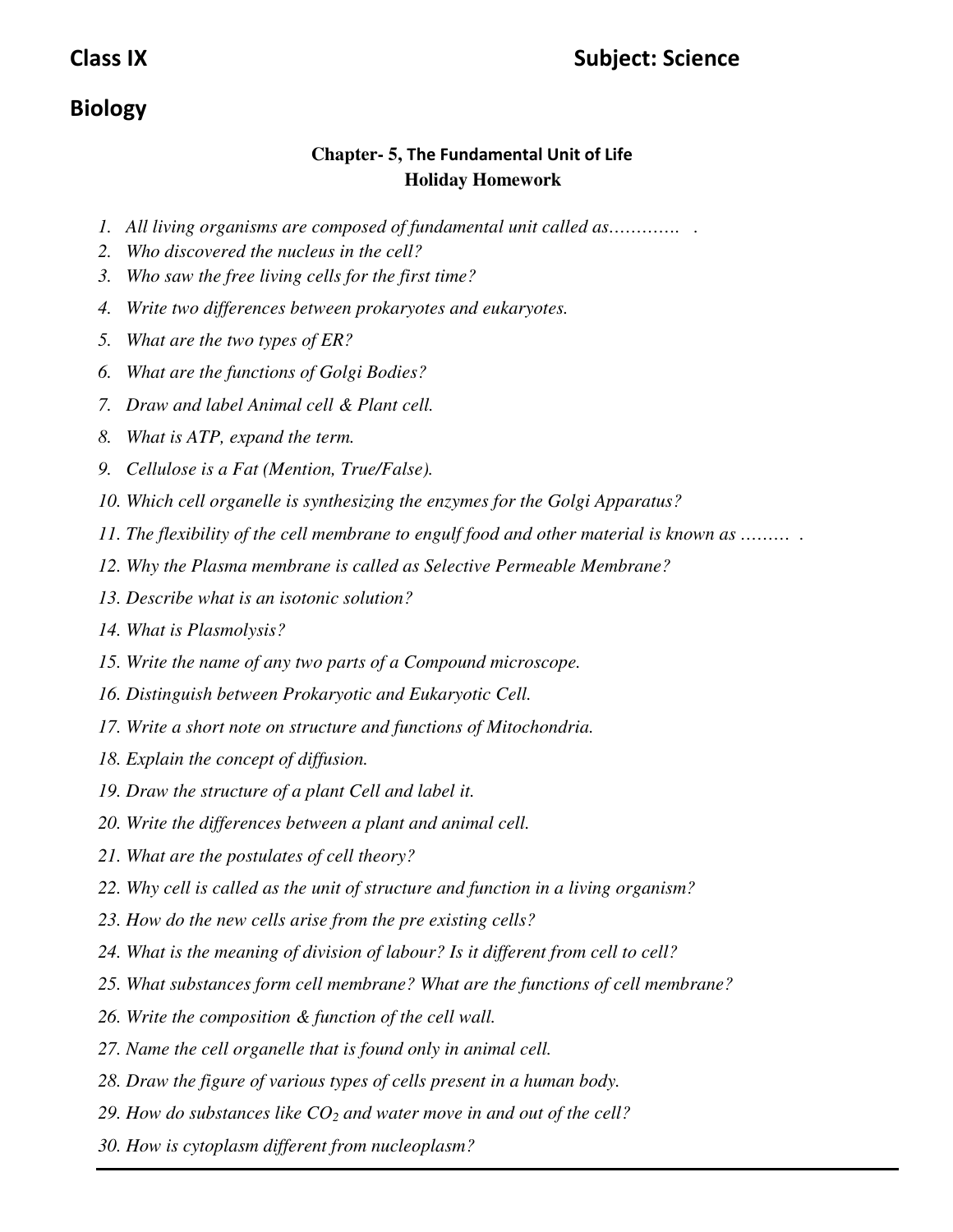**Class IX** **Subject: Science**

## Biology

### Chapter- 5, The Fundamental Unit of Life
### Holiday Homework

1. *All living organisms are composed of fundamental unit called as…………. .*
2. *Who discovered the nucleus in the cell?*
3. *Who saw the free living cells for the first time?*
4. *Write two differences between prokaryotes and eukaryotes.*
5. *What are the two types of ER?*
6. *What are the functions of Golgi Bodies?*
7. *Draw and label Animal cell & Plant cell.*
8. *What is ATP, expand the term.*
9. *Cellulose is a Fat (Mention, True/False).*
10. *Which cell organelle is synthesizing the enzymes for the Golgi Apparatus?*
11. *The flexibility of the cell membrane to engulf food and other material is known as ……… .*
12. *Why the Plasma membrane is called as Selective Permeable Membrane?*
13. *Describe what is an isotonic solution?*
14. *What is Plasmolysis?*
15. *Write the name of any two parts of a Compound microscope.*
16. *Distinguish between Prokaryotic and Eukaryotic Cell.*
17. *Write a short note on structure and functions of Mitochondria.*
18. *Explain the concept of diffusion.*
19. *Draw the structure of a plant Cell and label it.*
20. *Write the differences between a plant and animal cell.*
21. *What are the postulates of cell theory?*
22. *Why cell is called as the unit of structure and function in a living organism?*
23. *How do the new cells arise from the pre existing cells?*
24. *What is the meaning of division of labour? Is it different from cell to cell?*
25. *What substances form cell membrane? What are the functions of cell membrane?*
26. *Write the composition & function of the cell wall.*
27. *Name the cell organelle that is found only in animal cell.*
28. *Draw the figure of various types of cells present in a human body.*
29. *How do substances like $CO_2$ and water move in and out of the cell?*
30. *How is cytoplasm different from nucleoplasm?*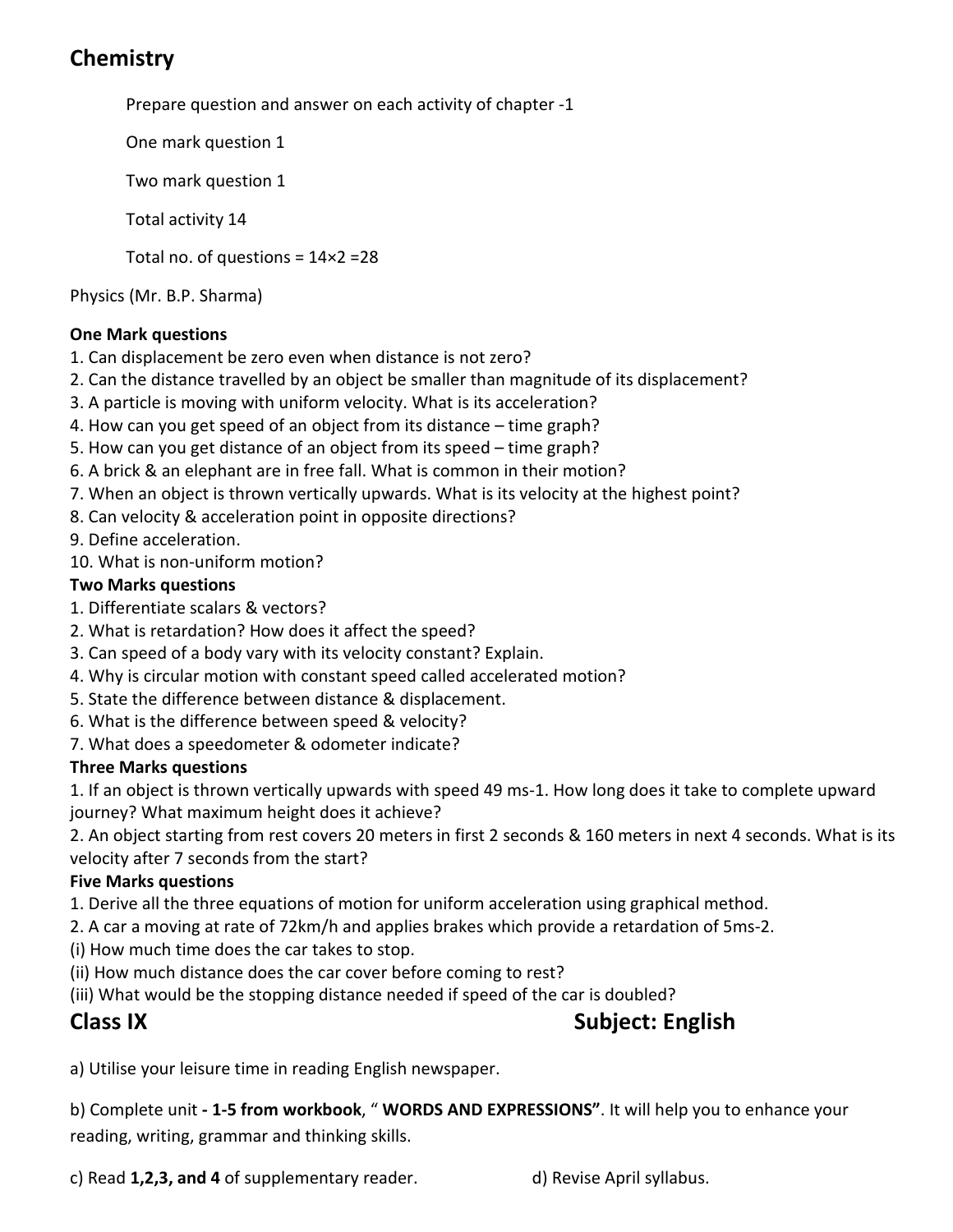## Chemistry

Prepare question and answer on each activity of chapter -1

One mark question 1

Two mark question 1

Total activity 14

Total no. of questions = 14×2 =28

Physics (Mr. B.P. Sharma)

**One Mark questions**

1. Can displacement be zero even when distance is not zero?
2. Can the distance travelled by an object be smaller than magnitude of its displacement?
3. A particle is moving with uniform velocity. What is its acceleration?
4. How can you get speed of an object from its distance – time graph?
5. How can you get distance of an object from its speed – time graph?
6. A brick & an elephant are in free fall. What is common in their motion?
7. When an object is thrown vertically upwards. What is its velocity at the highest point?
8. Can velocity & acceleration point in opposite directions?
9. Define acceleration.
10. What is non-uniform motion?

**Two Marks questions**

1. Differentiate scalars & vectors?
2. What is retardation? How does it affect the speed?
3. Can speed of a body vary with its velocity constant? Explain.
4. Why is circular motion with constant speed called accelerated motion?
5. State the difference between distance & displacement.
6. What is the difference between speed & velocity?
7. What does a speedometer & odometer indicate?

**Three Marks questions**

1. If an object is thrown vertically upwards with speed 49 $ms^{-1}$. How long does it take to complete upward journey? What maximum height does it achieve?
2. An object starting from rest covers 20 meters in first 2 seconds & 160 meters in next 4 seconds. What is its velocity after 7 seconds from the start?

**Five Marks questions**

1. Derive all the three equations of motion for uniform acceleration using graphical method.
2. A car a moving at rate of 72km/h and applies brakes which provide a retardation of 5$ms^{-2}$.
(i) How much time does the car takes to stop.
(ii) How much distance does the car cover before coming to rest?
(iii) What would be the stopping distance needed if speed of the car is doubled?

## Class IX Subject: English

a) Utilise your leisure time in reading English newspaper.

b) Complete unit **- 1-5 from workbook**, " **WORDS AND EXPRESSIONS"**. It will help you to enhance your reading, writing, grammar and thinking skills.

c) Read **1,2,3, and 4** of supplementary reader.

d) Revise April syllabus.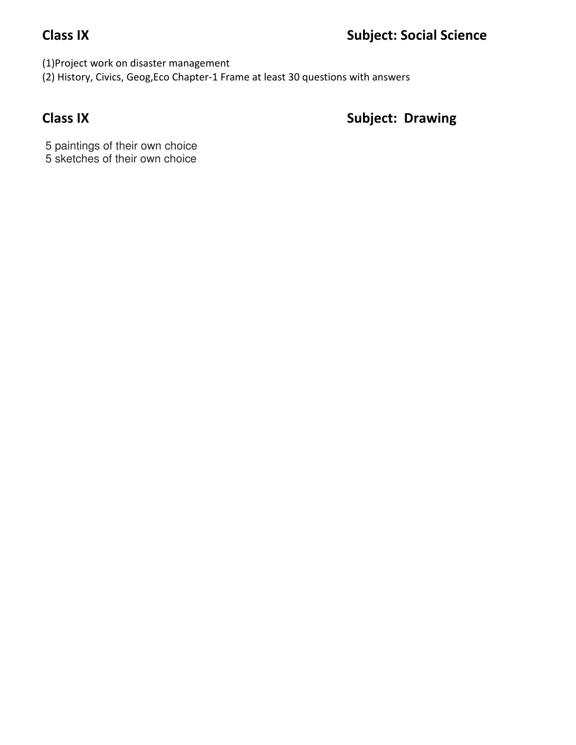## Class IX — Subject: Social Science

(1)Project work on disaster management
(2) History, Civics, Geog,Eco Chapter-1 Frame at least 30 questions with answers

## Class IX — Subject: Drawing

5 paintings of their own choice
5 sketches of their own choice